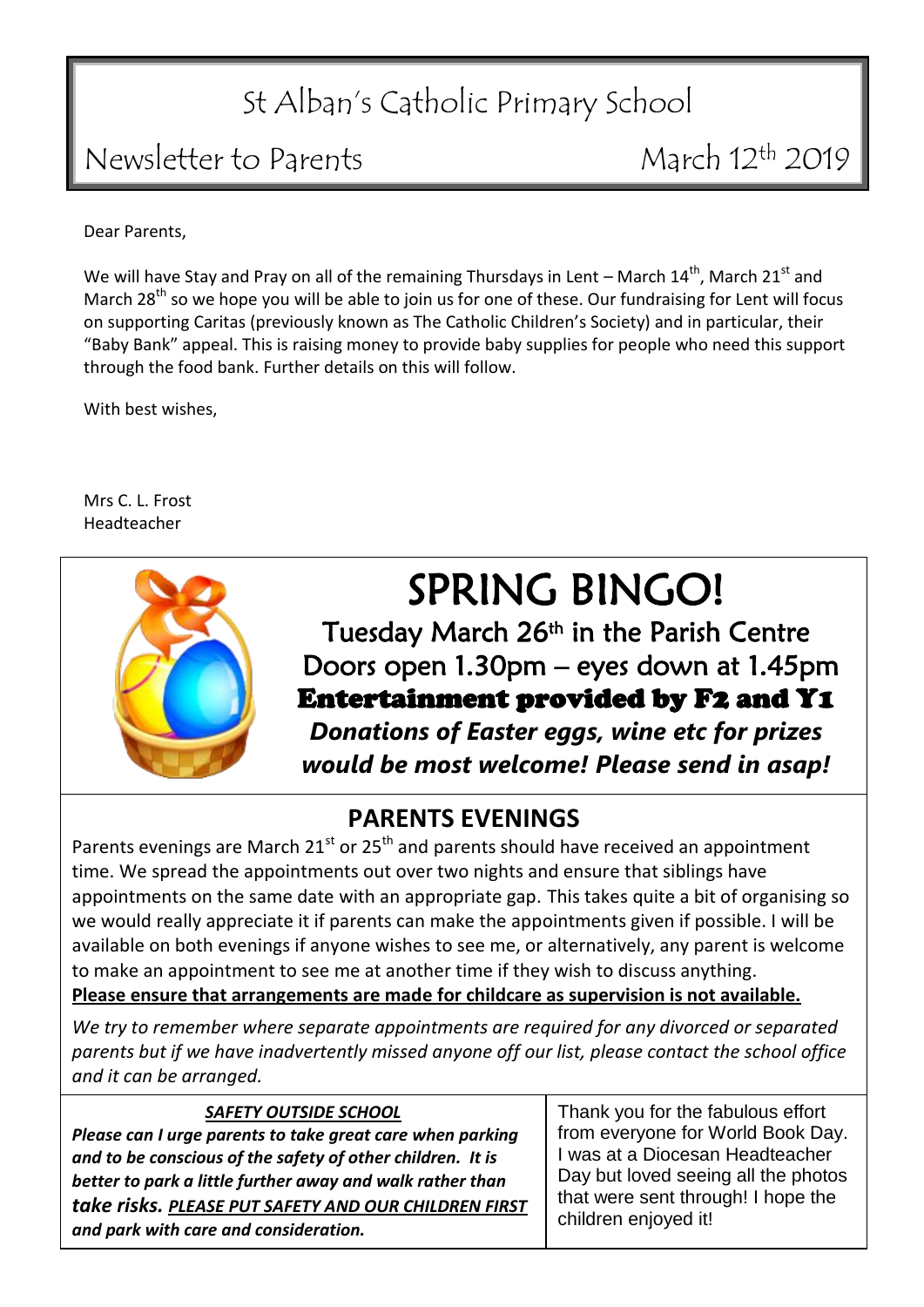# St Alban's Catholic Primary School

## Newsletter to Parents — March 12th 2019

Dear Parents,

We will have Stay and Pray on all of the remaining Thursdays in Lent – March 14th, March 21st and March 28th so we hope you will be able to join us for one of these. Our fundraising for Lent will focus on supporting Caritas (previously known as The Catholic Children's Society) and in particular, their "Baby Bank" appeal. This is raising money to provide baby supplies for people who need this support through the food bank. Further details on this will follow.

With best wishes,

Mrs C. L. Frost
Headteacher

## SPRING BINGO!

Tuesday March 26th in the Parish Centre
Doors open 1.30pm – eyes down at 1.45pm
**Entertainment provided by F2 and Y1**
***Donations of Easter eggs, wine etc for prizes would be most welcome! Please send in asap!***

## PARENTS EVENINGS

Parents evenings are March 21st or 25th and parents should have received an appointment time. We spread the appointments out over two nights and ensure that siblings have appointments on the same date with an appropriate gap. This takes quite a bit of organising so we would really appreciate it if parents can make the appointments given if possible. I will be available on both evenings if anyone wishes to see me, or alternatively, any parent is welcome to make an appointment to see me at another time if they wish to discuss anything.
**Please ensure that arrangements are made for childcare as supervision is not available.**

*We try to remember where separate appointments are required for any divorced or separated parents but if we have inadvertently missed anyone off our list, please contact the school office and it can be arranged.*

### *SAFETY OUTSIDE SCHOOL*

***Please can I urge parents to take great care when parking and to be conscious of the safety of other children. It is better to park a little further away and walk rather than take risks. PLEASE PUT SAFETY AND OUR CHILDREN FIRST and park with care and consideration.***

Thank you for the fabulous effort from everyone for World Book Day. I was at a Diocesan Headteacher Day but loved seeing all the photos that were sent through! I hope the children enjoyed it!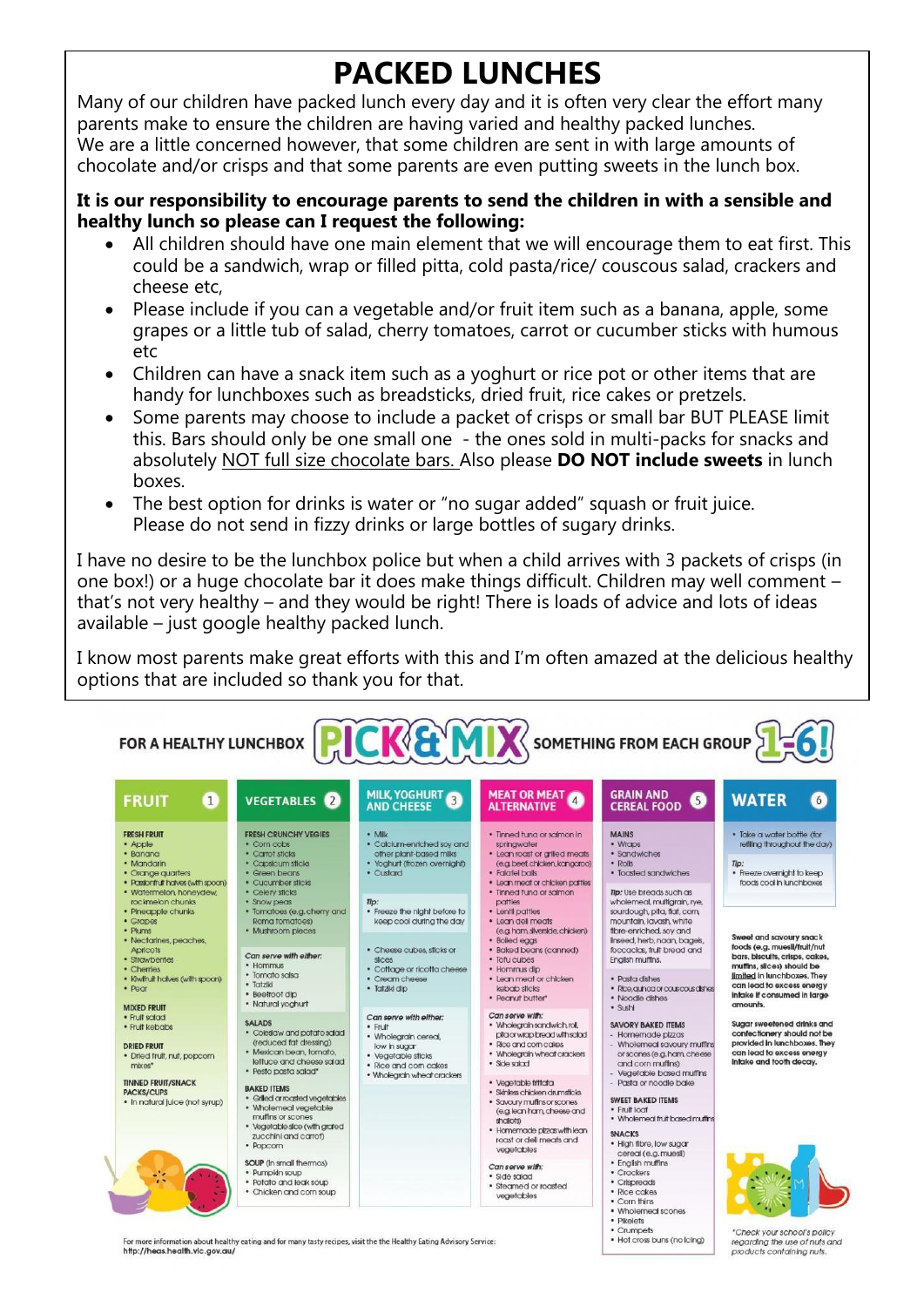# PACKED LUNCHES

Many of our children have packed lunch every day and it is often very clear the effort many parents make to ensure the children are having varied and healthy packed lunches. We are a little concerned however, that some children are sent in with large amounts of chocolate and/or crisps and that some parents are even putting sweets in the lunch box.

**It is our responsibility to encourage parents to send the children in with a sensible and healthy lunch so please can I request the following:**

- All children should have one main element that we will encourage them to eat first. This could be a sandwich, wrap or filled pitta, cold pasta/rice/ couscous salad, crackers and cheese etc,
- Please include if you can a vegetable and/or fruit item such as a banana, apple, some grapes or a little tub of salad, cherry tomatoes, carrot or cucumber sticks with humous etc
- Children can have a snack item such as a yoghurt or rice pot or other items that are handy for lunchboxes such as breadsticks, dried fruit, rice cakes or pretzels.
- Some parents may choose to include a packet of crisps or small bar BUT PLEASE limit this. Bars should only be one small one - the ones sold in multi-packs for snacks and absolutely NOT full size chocolate bars. Also please **DO NOT include sweets** in lunch boxes.
- The best option for drinks is water or "no sugar added" squash or fruit juice. Please do not send in fizzy drinks or large bottles of sugary drinks.

I have no desire to be the lunchbox police but when a child arrives with 3 packets of crisps (in one box!) or a huge chocolate bar it does make things difficult. Children may well comment – that's not very healthy – and they would be right! There is loads of advice and lots of ideas available – just google healthy packed lunch.

I know most parents make great efforts with this and I'm often amazed at the delicious healthy options that are included so thank you for that.

## FOR A HEALTHY LUNCHBOX PICK & MIX SOMETHING FROM EACH GROUP 1-6!

### FRUIT 1

**FRESH FRUIT**
- Apple
- Banana
- Mandarin
- Orange quarters
- Passionfruit halves (with spoon)
- Watermelon, honeydew, rockmelon chunks
- Pineapple chunks
- Grapes
- Plums
- Nectarines, peaches, Apricots
- Strawberries
- Cherries
- Kiwifruit halves (with spoon)
- Pear

**MIXED FRUIT**
- Fruit salad
- Fruit kebabs

**DRIED FRUIT**
- Dried fruit, nut, popcorn mixes*

**TINNED FRUIT/SNACK PACKS/CUPS**
- In natural juice (not syrup)

### VEGETABLES 2

**FRESH CRUNCHY VEGIES**
- Corn cobs
- Carrot sticks
- Capsicum sticks
- Green beans
- Cucumber sticks
- Celery sticks
- Snow peas
- Tomatoes (e.g. cherry and Roma tomatoes)
- Mushroom pieces

*Can serve with either:*
- Hommus
- Tomato salsa
- Tzatziki
- Beetroot dip
- Natural yoghurt

**SALADS**
- Coleslaw and potato salad (reduced fat dressing)
- Mexican bean, tomato, lettuce and cheese salad
- Pesto pasta salad*

**BAKED ITEMS**
- Grilled or roasted vegetables
- Wholemeal vegetable muffins or scones
- Vegetable slice (with grated zucchini and carrot)
- Popcorn

**SOUP** (in small thermos)
- Pumpkin soup
- Potato and leek soup
- Chicken and corn soup

### MILK, YOGHURT AND CHEESE 3

- Milk
- Calcium-enriched soy and other plant-based milks
- Yoghurt (frozen overnight)
- Custard

*Tip:*
- Freeze the night before to keep cool during the day

- Cheese cubes, sticks or slices
- Cottage or ricotta cheese
- Cream cheese
- Tzatziki dip

*Can serve with either:*
- Fruit
- Wholegrain cereal, low in sugar
- Vegetable sticks
- Rice and corn cakes
- Wholegrain wheat crackers

### MEAT OR MEAT ALTERNATIVE 4

- Tinned tuna or salmon in springwater
- Lean roast or grilled meats (e.g. beef, chicken, kangaroo)
- Falafel balls
- Lean meat or chicken patties
- Tinned tuna or salmon patties
- Lentil patties
- Lean deli meats (e.g. ham, silverside, chicken)
- Boiled eggs
- Baked beans (canned)
- Tofu cubes
- Hommus dip
- Lean meat or chicken kebab sticks
- Peanut butter*

*Can serve with:*
- Wholegrain sandwich, roll, pita or wrap bread with salad
- Rice and corn cakes
- Wholegrain wheat crackers
- Side salad

- Vegetable frittata
- Skinless chicken drumstick
- Savoury muffins or scones (e.g. lean ham, cheese and shallots)
- Homemade pizzas with lean roast or deli meats and vegetables

*Can serve with:*
- Side salad
- Steamed or roasted vegetables

### GRAIN AND CEREAL FOOD 5

**MAINS**
- Wraps
- Sandwiches
- Rolls
- Toasted sandwiches

*Tip:* Use breads such as wholemeal, multigrain, rye, sourdough, pita, flat, corn, mountain, lavash, white fibre-enriched, soy and linseed, herb, naan, bagels, foccacia, fruit bread and English muffins.

- Pasta dishes
- Rice, quinoa or couscous dishes
- Noodle dishes
- Sushi

**SAVORY BAKED ITEMS**
- Homemade pizzas
- Wholemeal savoury muffins or scones (e.g. ham, cheese and corn muffins)
- Vegetable based muffins
- Pasta or noodle bake

**SWEET BAKED ITEMS**
- Fruit loaf
- Wholemeal fruit based muffins

**SNACKS**
- High fibre, low sugar cereal (e.g. muesli)
- English muffins
- Crackers
- Crispreads
- Rice cakes
- Corn thins
- Wholemeal scones
- Pikelets
- Crumpets
- Hot cross buns (no icing)

### WATER 6

- Take a water bottle (for refilling throughout the day)

*Tip:*
- Freeze overnight to keep foods cool in lunchboxes

**Sweet and savoury snack foods (e.g. muesli/fruit/nut bars, biscuits, crisps, cakes, muffins, slices) should be limited in lunchboxes. They can lead to excess energy intake if consumed in large amounts.**

**Sugar sweetened drinks and confectionery should not be provided in lunchboxes. They can lead to excess energy intake and tooth decay.**

*Check your school's policy regarding the use of nuts and products containing nuts.

For more information about healthy eating and for many tasty recipes, visit the the Healthy Eating Advisory Service: http://heas.health.vic.gov.au/